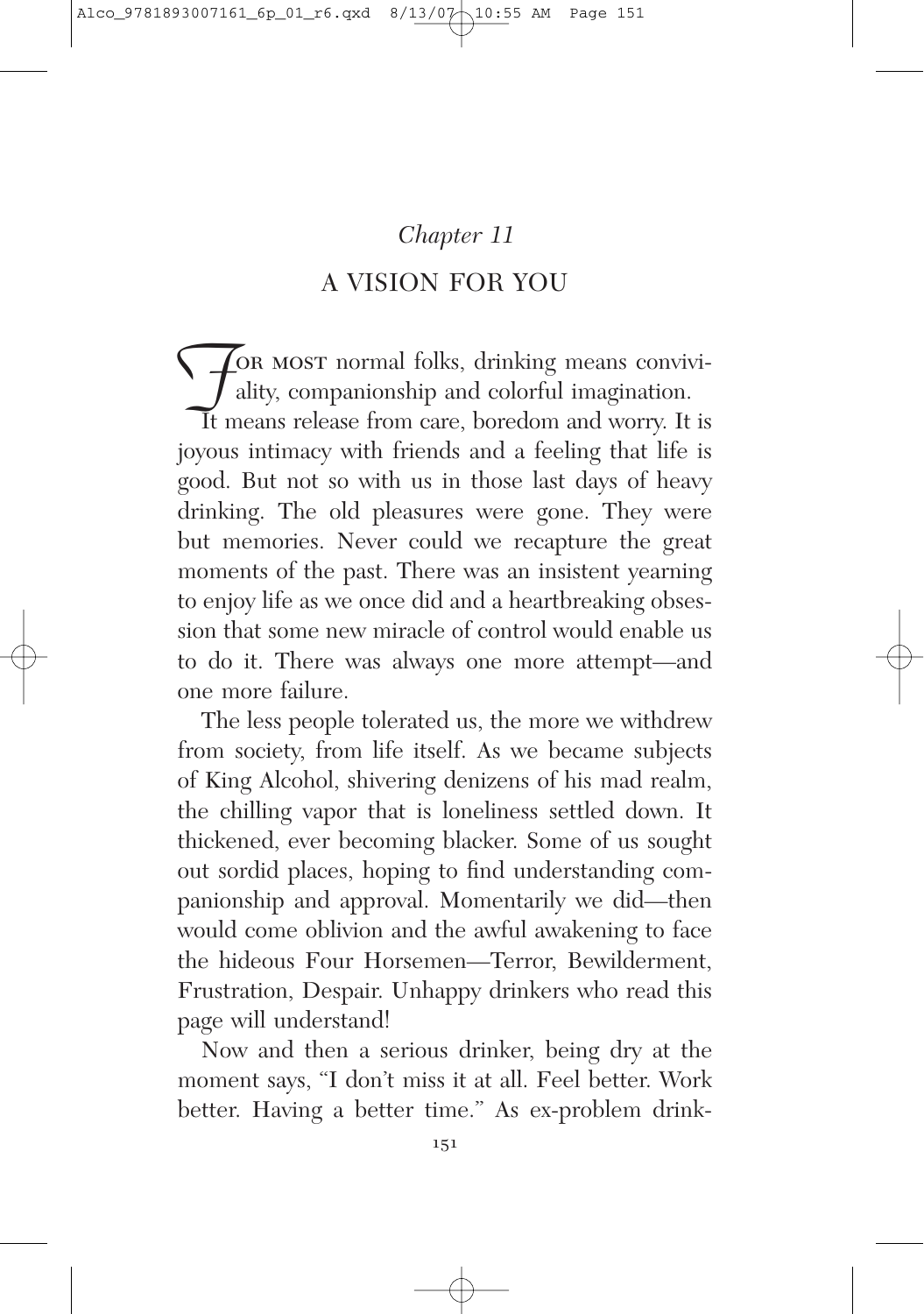*Chapter 11*

# A VISION FOR YOU

For most normal folks, drinking means conviviality, companionship and colorful imagination. It means release from care, boredom and worry. It is joyous intimacy with friends and a feeling that life is good. But not so with us in those last days of heavy drinking. The old pleasures were gone. They were but memories. Never could we recapture the great moments of the past. There was an insistent yearning to enjoy life as we once did and a heartbreaking obsession that some new miracle of control would enable us to do it. There was always one more attempt—and one more failure.

The less people tolerated us, the more we withdrew from society, from life itself. As we became subjects of King Alcohol, shivering denizens of his mad realm, the chilling vapor that is loneliness settled down. It thickened, ever becoming blacker. Some of us sought out sordid places, hoping to find understanding companionship and approval. Momentarily we did—then would come oblivion and the awful awakening to face the hideous Four Horsemen—Terror, Bewilderment, Frustration, Despair. Unhappy drinkers who read this page will understand!

Now and then a serious drinker, being dry at the moment says, "I don't miss it at all. Feel better. Work better. Having a better time." As ex-problem drink-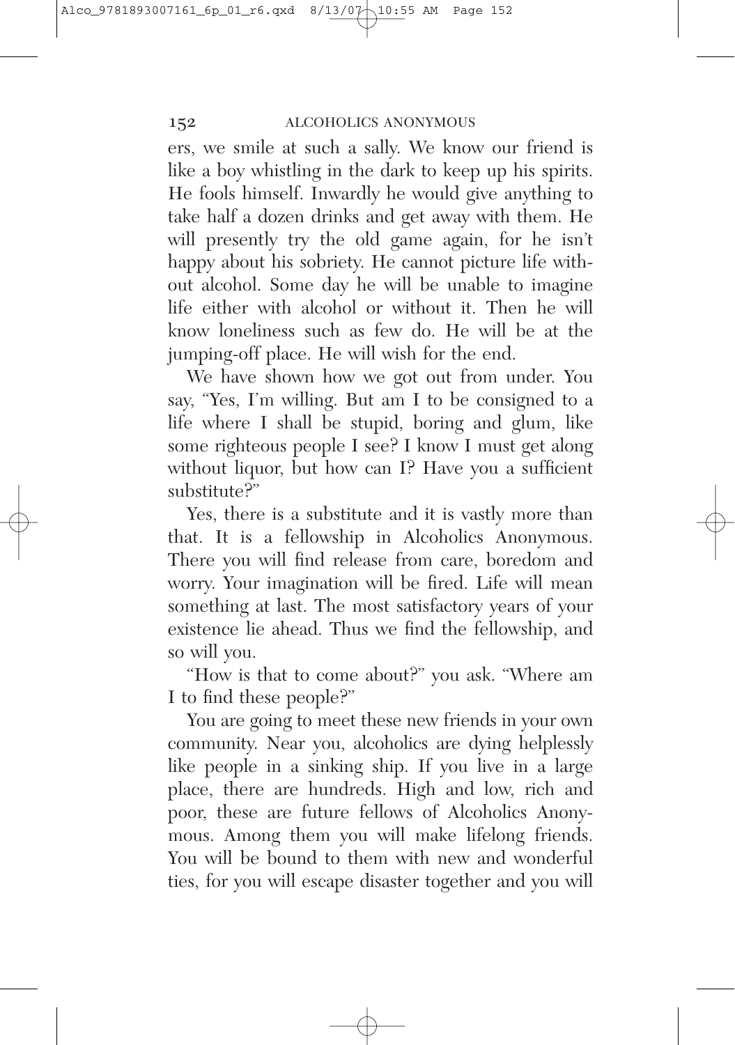ers, we smile at such a sally. We know our friend is like a boy whistling in the dark to keep up his spirits. He fools himself. Inwardly he would give anything to take half a dozen drinks and get away with them. He will presently try the old game again, for he isn't happy about his sobriety. He cannot picture life without alcohol. Some day he will be unable to imagine life either with alcohol or without it. Then he will know loneliness such as few do. He will be at the jumping-off place. He will wish for the end.

We have shown how we got out from under. You say, "Yes, I'm willing. But am I to be consigned to a life where I shall be stupid, boring and glum, like some righteous people I see? I know I must get along without liquor, but how can I? Have you a sufficient substitute?"

Yes, there is a substitute and it is vastly more than that. It is a fellowship in Alcoholics Anonymous. There you will find release from care, boredom and worry. Your imagination will be fired. Life will mean something at last. The most satisfactory years of your existence lie ahead. Thus we find the fellowship, and so will you.

"How is that to come about?" you ask. "Where am I to find these people?"

You are going to meet these new friends in your own community. Near you, alcoholics are dying helplessly like people in a sinking ship. If you live in a large place, there are hundreds. High and low, rich and poor, these are future fellows of Alcoholics Anonymous. Among them you will make lifelong friends. You will be bound to them with new and wonderful ties, for you will escape disaster together and you will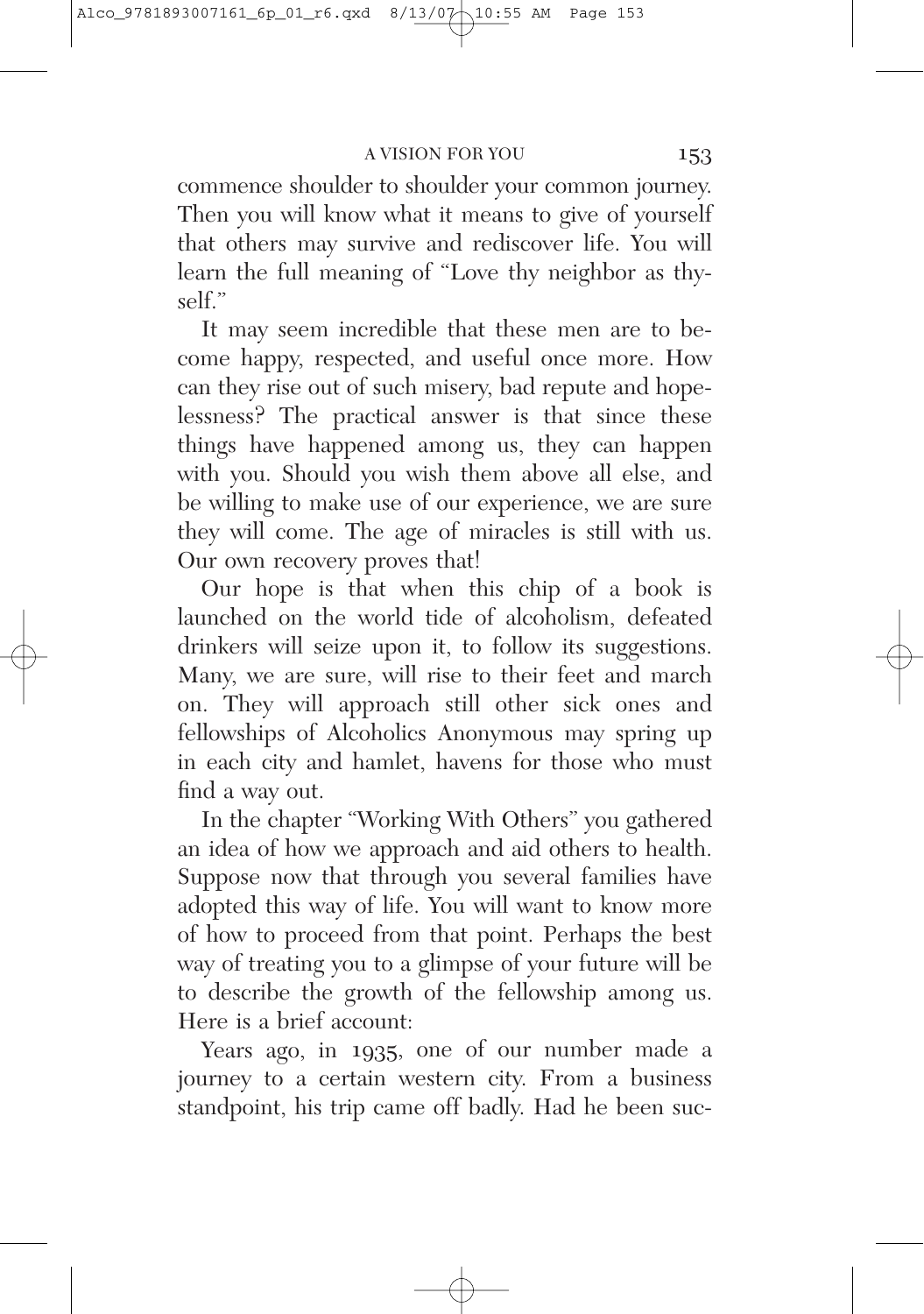commence shoulder to shoulder your common journey. Then you will know what it means to give of yourself that others may survive and rediscover life. You will learn the full meaning of "Love thy neighbor as thyself."

It may seem incredible that these men are to become happy, respected, and useful once more. How can they rise out of such misery, bad repute and hopelessness? The practical answer is that since these things have happened among us, they can happen with you. Should you wish them above all else, and be willing to make use of our experience, we are sure they will come. The age of miracles is still with us. Our own recovery proves that!

Our hope is that when this chip of a book is launched on the world tide of alcoholism, defeated drinkers will seize upon it, to follow its suggestions. Many, we are sure, will rise to their feet and march on. They will approach still other sick ones and fellowships of Alcoholics Anonymous may spring up in each city and hamlet, havens for those who must find a way out.

In the chapter "Working With Others" you gathered an idea of how we approach and aid others to health. Suppose now that through you several families have adopted this way of life. You will want to know more of how to proceed from that point. Perhaps the best way of treating you to a glimpse of your future will be to describe the growth of the fellowship among us. Here is a brief account:

Years ago, in 1935, one of our number made a journey to a certain western city. From a business standpoint, his trip came off badly. Had he been suc-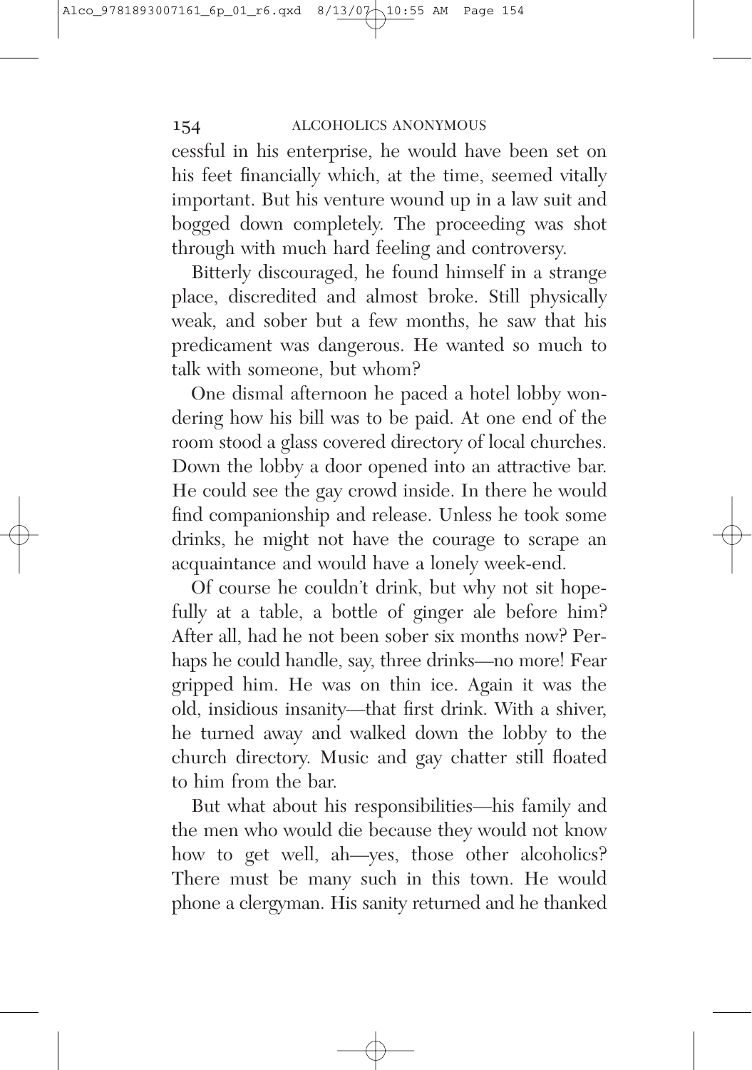cessful in his enterprise, he would have been set on his feet financially which, at the time, seemed vitally important. But his venture wound up in a law suit and bogged down completely. The proceeding was shot through with much hard feeling and controversy.

Bitterly discouraged, he found himself in a strange place, discredited and almost broke. Still physically weak, and sober but a few months, he saw that his predicament was dangerous. He wanted so much to talk with someone, but whom?

One dismal afternoon he paced a hotel lobby wondering how his bill was to be paid. At one end of the room stood a glass covered directory of local churches. Down the lobby a door opened into an attractive bar. He could see the gay crowd inside. In there he would find companionship and release. Unless he took some drinks, he might not have the courage to scrape an acquaintance and would have a lonely week-end.

Of course he couldn't drink, but why not sit hopefully at a table, a bottle of ginger ale before him? After all, had he not been sober six months now? Perhaps he could handle, say, three drinks—no more! Fear gripped him. He was on thin ice. Again it was the old, insidious insanity—that first drink. With a shiver, he turned away and walked down the lobby to the church directory. Music and gay chatter still floated to him from the bar.

But what about his responsibilities—his family and the men who would die because they would not know how to get well, ah—yes, those other alcoholics? There must be many such in this town. He would phone a clergyman. His sanity returned and he thanked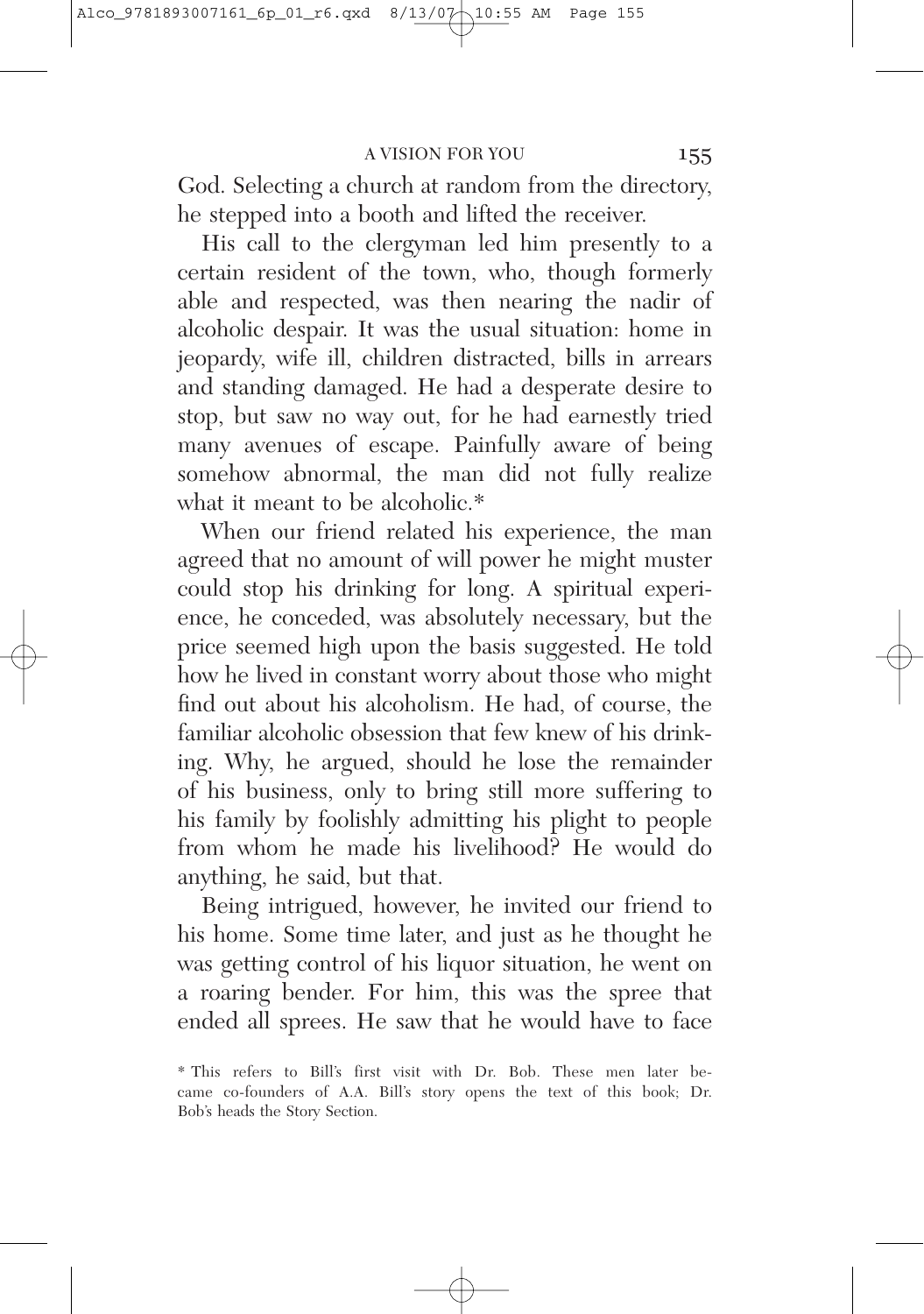God. Selecting a church at random from the directory, he stepped into a booth and lifted the receiver.

His call to the clergyman led him presently to a certain resident of the town, who, though formerly able and respected, was then nearing the nadir of alcoholic despair. It was the usual situation: home in jeopardy, wife ill, children distracted, bills in arrears and standing damaged. He had a desperate desire to stop, but saw no way out, for he had earnestly tried many avenues of escape. Painfully aware of being somehow abnormal, the man did not fully realize what it meant to be alcoholic.*

When our friend related his experience, the man agreed that no amount of will power he might muster could stop his drinking for long. A spiritual experience, he conceded, was absolutely necessary, but the price seemed high upon the basis suggested. He told how he lived in constant worry about those who might find out about his alcoholism. He had, of course, the familiar alcoholic obsession that few knew of his drinking. Why, he argued, should he lose the remainder of his business, only to bring still more suffering to his family by foolishly admitting his plight to people from whom he made his livelihood? He would do anything, he said, but that.

Being intrigued, however, he invited our friend to his home. Some time later, and just as he thought he was getting control of his liquor situation, he went on a roaring bender. For him, this was the spree that ended all sprees. He saw that he would have to face

* This refers to Bill's first visit with Dr. Bob. These men later became co-founders of A.A. Bill's story opens the text of this book; Dr. Bob's heads the Story Section.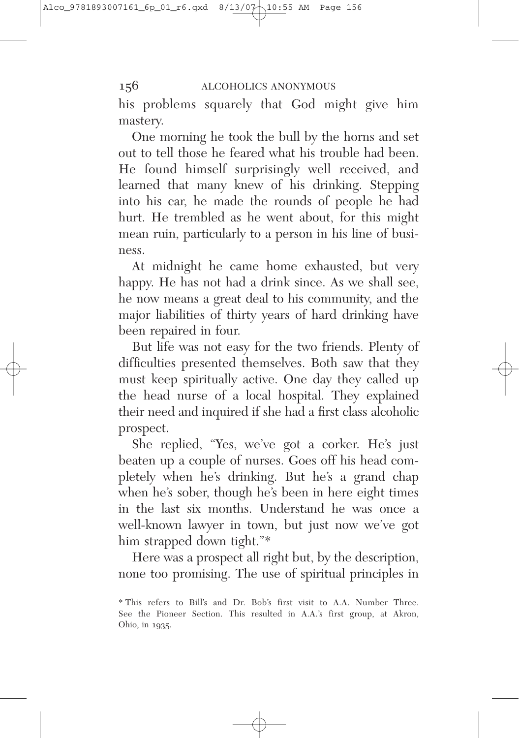his problems squarely that God might give him mastery.

One morning he took the bull by the horns and set out to tell those he feared what his trouble had been. He found himself surprisingly well received, and learned that many knew of his drinking. Stepping into his car, he made the rounds of people he had hurt. He trembled as he went about, for this might mean ruin, particularly to a person in his line of business.

At midnight he came home exhausted, but very happy. He has not had a drink since. As we shall see, he now means a great deal to his community, and the major liabilities of thirty years of hard drinking have been repaired in four.

But life was not easy for the two friends. Plenty of difficulties presented themselves. Both saw that they must keep spiritually active. One day they called up the head nurse of a local hospital. They explained their need and inquired if she had a first class alcoholic prospect.

She replied, "Yes, we've got a corker. He's just beaten up a couple of nurses. Goes off his head completely when he's drinking. But he's a grand chap when he's sober, though he's been in here eight times in the last six months. Understand he was once a well-known lawyer in town, but just now we've got him strapped down tight."*

Here was a prospect all right but, by the description, none too promising. The use of spiritual principles in

* This refers to Bill's and Dr. Bob's first visit to A.A. Number Three. See the Pioneer Section. This resulted in A.A.'s first group, at Akron, Ohio, in 1935.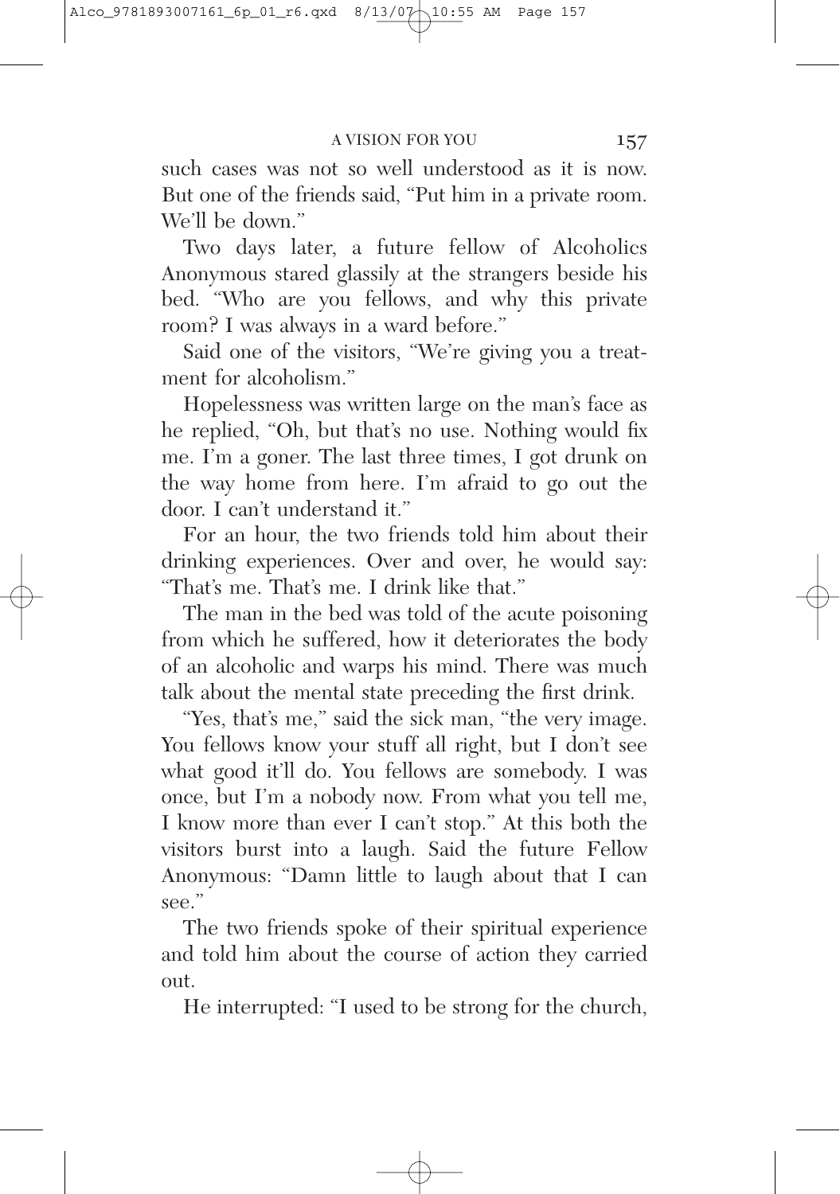such cases was not so well understood as it is now. But one of the friends said, "Put him in a private room. We'll be down."

Two days later, a future fellow of Alcoholics Anonymous stared glassily at the strangers beside his bed. "Who are you fellows, and why this private room? I was always in a ward before."

Said one of the visitors, "We're giving you a treatment for alcoholism."

Hopelessness was written large on the man's face as he replied, "Oh, but that's no use. Nothing would fix me. I'm a goner. The last three times, I got drunk on the way home from here. I'm afraid to go out the door. I can't understand it."

For an hour, the two friends told him about their drinking experiences. Over and over, he would say: "That's me. That's me. I drink like that."

The man in the bed was told of the acute poisoning from which he suffered, how it deteriorates the body of an alcoholic and warps his mind. There was much talk about the mental state preceding the first drink.

"Yes, that's me," said the sick man, "the very image. You fellows know your stuff all right, but I don't see what good it'll do. You fellows are somebody. I was once, but I'm a nobody now. From what you tell me, I know more than ever I can't stop." At this both the visitors burst into a laugh. Said the future Fellow Anonymous: "Damn little to laugh about that I can see."

The two friends spoke of their spiritual experience and told him about the course of action they carried out.

He interrupted: "I used to be strong for the church,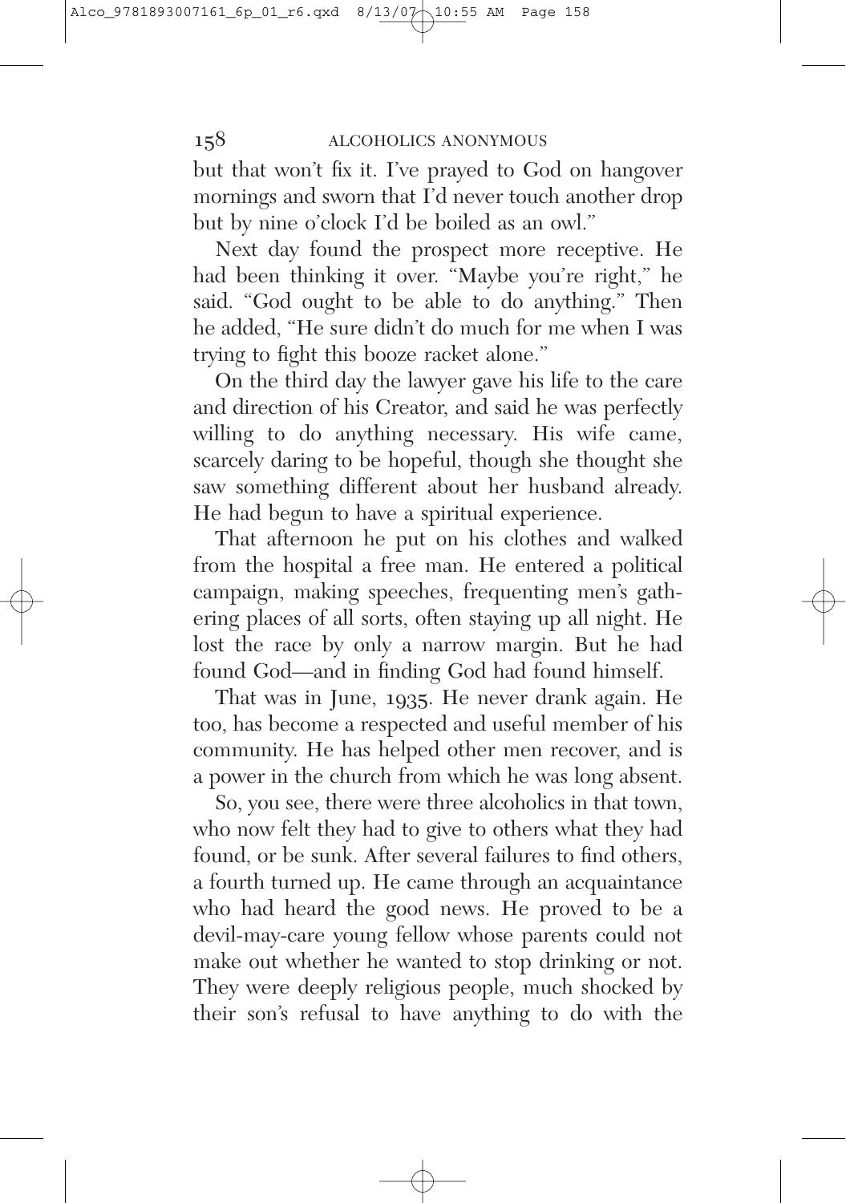but that won't fix it. I've prayed to God on hangover mornings and sworn that I'd never touch another drop but by nine o'clock I'd be boiled as an owl."

Next day found the prospect more receptive. He had been thinking it over. "Maybe you're right," he said. "God ought to be able to do anything." Then he added, "He sure didn't do much for me when I was trying to fight this booze racket alone."

On the third day the lawyer gave his life to the care and direction of his Creator, and said he was perfectly willing to do anything necessary. His wife came, scarcely daring to be hopeful, though she thought she saw something different about her husband already. He had begun to have a spiritual experience.

That afternoon he put on his clothes and walked from the hospital a free man. He entered a political campaign, making speeches, frequenting men's gathering places of all sorts, often staying up all night. He lost the race by only a narrow margin. But he had found God—and in finding God had found himself.

That was in June, 1935. He never drank again. He too, has become a respected and useful member of his community. He has helped other men recover, and is a power in the church from which he was long absent.

So, you see, there were three alcoholics in that town, who now felt they had to give to others what they had found, or be sunk. After several failures to find others, a fourth turned up. He came through an acquaintance who had heard the good news. He proved to be a devil-may-care young fellow whose parents could not make out whether he wanted to stop drinking or not. They were deeply religious people, much shocked by their son's refusal to have anything to do with the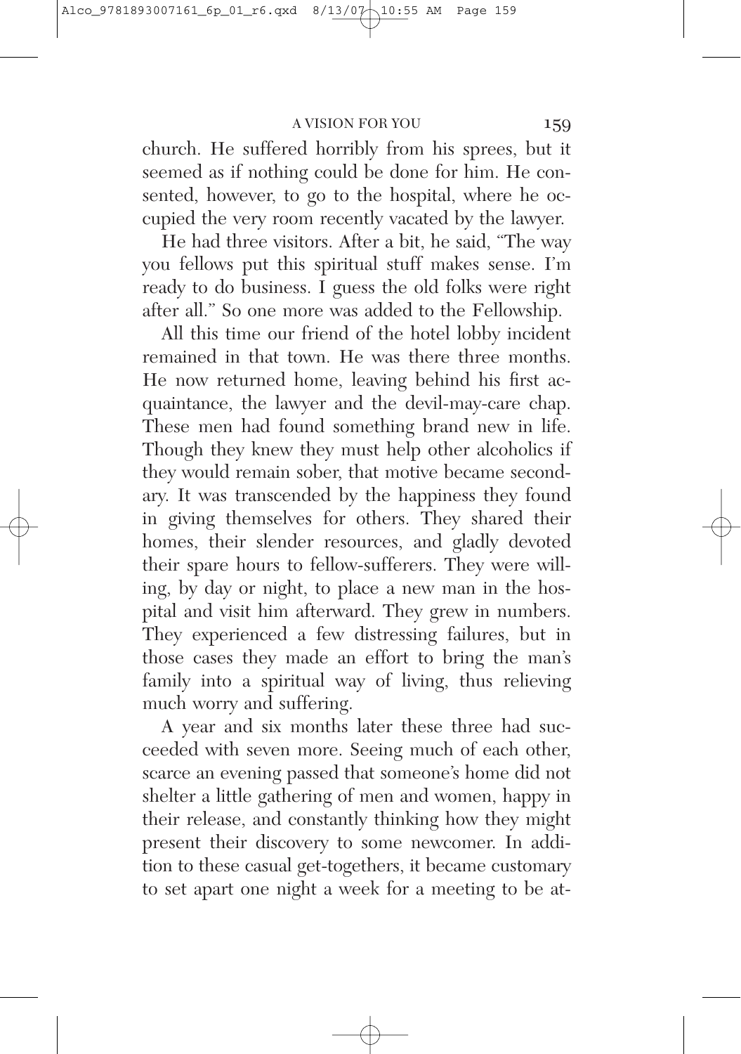church. He suffered horribly from his sprees, but it seemed as if nothing could be done for him. He consented, however, to go to the hospital, where he occupied the very room recently vacated by the lawyer.

He had three visitors. After a bit, he said, "The way you fellows put this spiritual stuff makes sense. I'm ready to do business. I guess the old folks were right after all." So one more was added to the Fellowship.

All this time our friend of the hotel lobby incident remained in that town. He was there three months. He now returned home, leaving behind his first acquaintance, the lawyer and the devil-may-care chap. These men had found something brand new in life. Though they knew they must help other alcoholics if they would remain sober, that motive became secondary. It was transcended by the happiness they found in giving themselves for others. They shared their homes, their slender resources, and gladly devoted their spare hours to fellow-sufferers. They were willing, by day or night, to place a new man in the hospital and visit him afterward. They grew in numbers. They experienced a few distressing failures, but in those cases they made an effort to bring the man's family into a spiritual way of living, thus relieving much worry and suffering.

A year and six months later these three had succeeded with seven more. Seeing much of each other, scarce an evening passed that someone's home did not shelter a little gathering of men and women, happy in their release, and constantly thinking how they might present their discovery to some newcomer. In addition to these casual get-togethers, it became customary to set apart one night a week for a meeting to be at-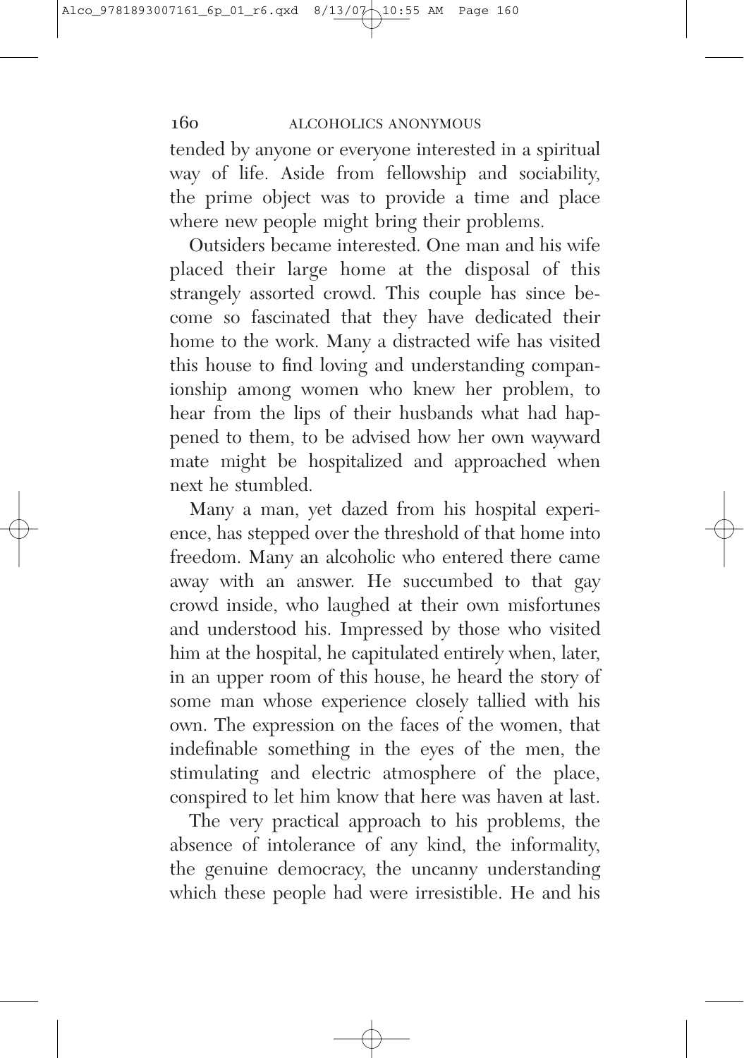tended by anyone or everyone interested in a spiritual way of life. Aside from fellowship and sociability, the prime object was to provide a time and place where new people might bring their problems.

Outsiders became interested. One man and his wife placed their large home at the disposal of this strangely assorted crowd. This couple has since become so fascinated that they have dedicated their home to the work. Many a distracted wife has visited this house to find loving and understanding companionship among women who knew her problem, to hear from the lips of their husbands what had happened to them, to be advised how her own wayward mate might be hospitalized and approached when next he stumbled.

Many a man, yet dazed from his hospital experience, has stepped over the threshold of that home into freedom. Many an alcoholic who entered there came away with an answer. He succumbed to that gay crowd inside, who laughed at their own misfortunes and understood his. Impressed by those who visited him at the hospital, he capitulated entirely when, later, in an upper room of this house, he heard the story of some man whose experience closely tallied with his own. The expression on the faces of the women, that indefinable something in the eyes of the men, the stimulating and electric atmosphere of the place, conspired to let him know that here was haven at last.

The very practical approach to his problems, the absence of intolerance of any kind, the informality, the genuine democracy, the uncanny understanding which these people had were irresistible. He and his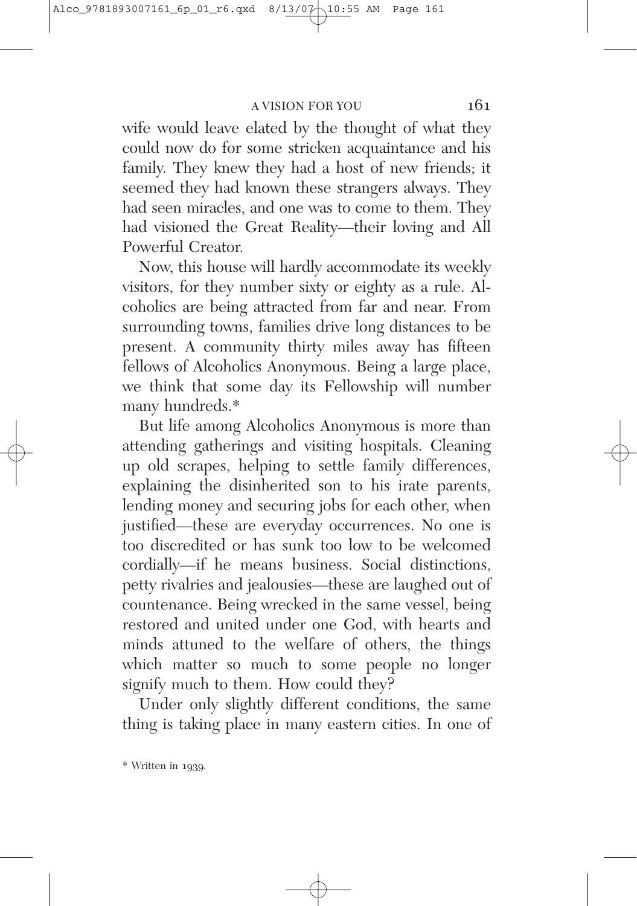wife would leave elated by the thought of what they could now do for some stricken acquaintance and his family. They knew they had a host of new friends; it seemed they had known these strangers always. They had seen miracles, and one was to come to them. They had visioned the Great Reality—their loving and All Powerful Creator.

Now, this house will hardly accommodate its weekly visitors, for they number sixty or eighty as a rule. Alcoholics are being attracted from far and near. From surrounding towns, families drive long distances to be present. A community thirty miles away has fifteen fellows of Alcoholics Anonymous. Being a large place, we think that some day its Fellowship will number many hundreds.*

But life among Alcoholics Anonymous is more than attending gatherings and visiting hospitals. Cleaning up old scrapes, helping to settle family differences, explaining the disinherited son to his irate parents, lending money and securing jobs for each other, when justified—these are everyday occurrences. No one is too discredited or has sunk too low to be welcomed cordially—if he means business. Social distinctions, petty rivalries and jealousies—these are laughed out of countenance. Being wrecked in the same vessel, being restored and united under one God, with hearts and minds attuned to the welfare of others, the things which matter so much to some people no longer signify much to them. How could they?

Under only slightly different conditions, the same thing is taking place in many eastern cities. In one of

* Written in 1939.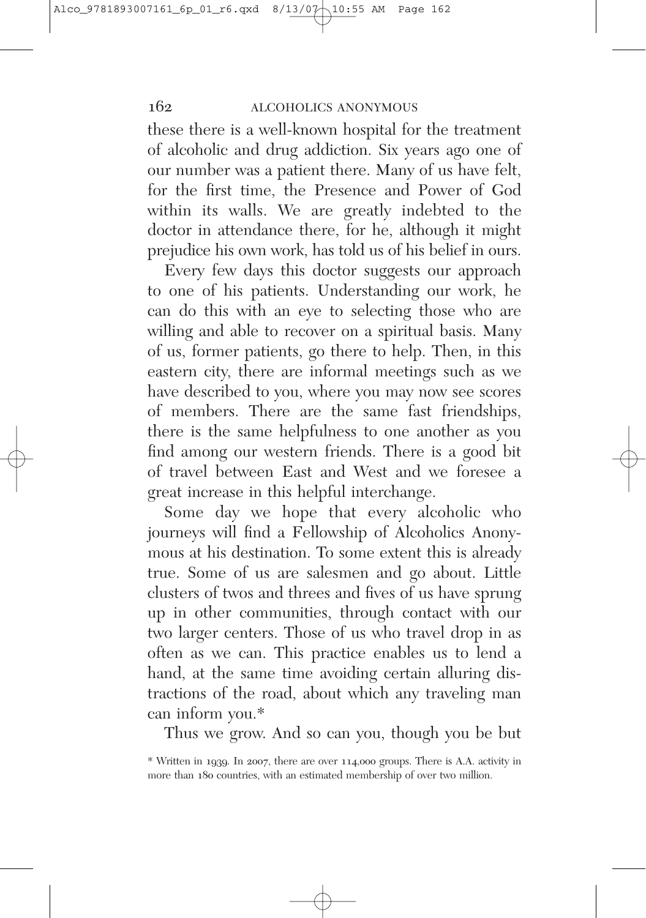these there is a well-known hospital for the treatment of alcoholic and drug addiction. Six years ago one of our number was a patient there. Many of us have felt, for the first time, the Presence and Power of God within its walls. We are greatly indebted to the doctor in attendance there, for he, although it might prejudice his own work, has told us of his belief in ours.

Every few days this doctor suggests our approach to one of his patients. Understanding our work, he can do this with an eye to selecting those who are willing and able to recover on a spiritual basis. Many of us, former patients, go there to help. Then, in this eastern city, there are informal meetings such as we have described to you, where you may now see scores of members. There are the same fast friendships, there is the same helpfulness to one another as you find among our western friends. There is a good bit of travel between East and West and we foresee a great increase in this helpful interchange.

Some day we hope that every alcoholic who journeys will find a Fellowship of Alcoholics Anonymous at his destination. To some extent this is already true. Some of us are salesmen and go about. Little clusters of twos and threes and fives of us have sprung up in other communities, through contact with our two larger centers. Those of us who travel drop in as often as we can. This practice enables us to lend a hand, at the same time avoiding certain alluring distractions of the road, about which any traveling man can inform you.*

Thus we grow. And so can you, though you be but

* Written in 1939. In 2007, there are over 114,000 groups. There is A.A. activity in more than 180 countries, with an estimated membership of over two million.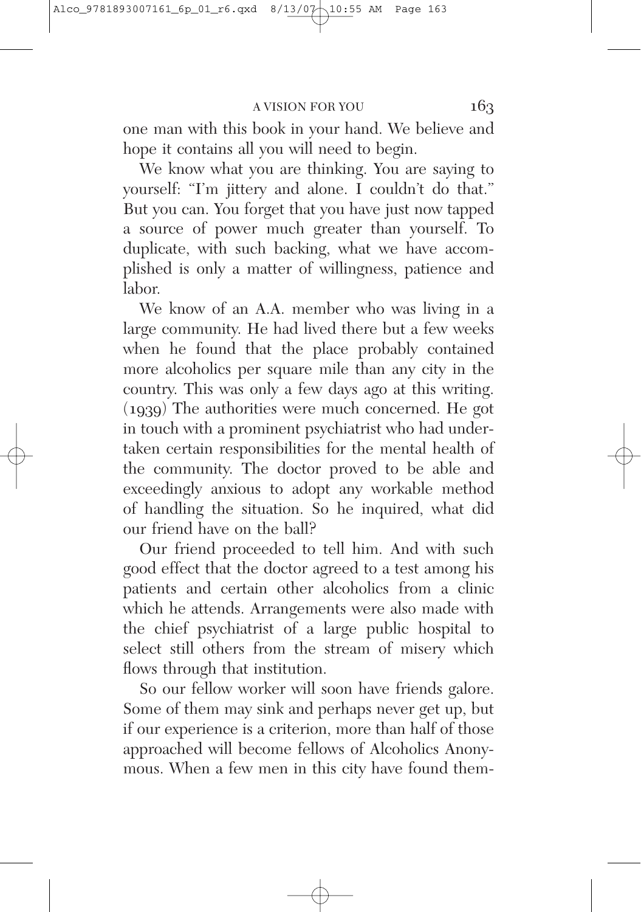one man with this book in your hand. We believe and hope it contains all you will need to begin.

We know what you are thinking. You are saying to yourself: "I'm jittery and alone. I couldn't do that." But you can. You forget that you have just now tapped a source of power much greater than yourself. To duplicate, with such backing, what we have accomplished is only a matter of willingness, patience and labor.

We know of an A.A. member who was living in a large community. He had lived there but a few weeks when he found that the place probably contained more alcoholics per square mile than any city in the country. This was only a few days ago at this writing. (1939) The authorities were much concerned. He got in touch with a prominent psychiatrist who had undertaken certain responsibilities for the mental health of the community. The doctor proved to be able and exceedingly anxious to adopt any workable method of handling the situation. So he inquired, what did our friend have on the ball?

Our friend proceeded to tell him. And with such good effect that the doctor agreed to a test among his patients and certain other alcoholics from a clinic which he attends. Arrangements were also made with the chief psychiatrist of a large public hospital to select still others from the stream of misery which flows through that institution.

So our fellow worker will soon have friends galore. Some of them may sink and perhaps never get up, but if our experience is a criterion, more than half of those approached will become fellows of Alcoholics Anonymous. When a few men in this city have found them-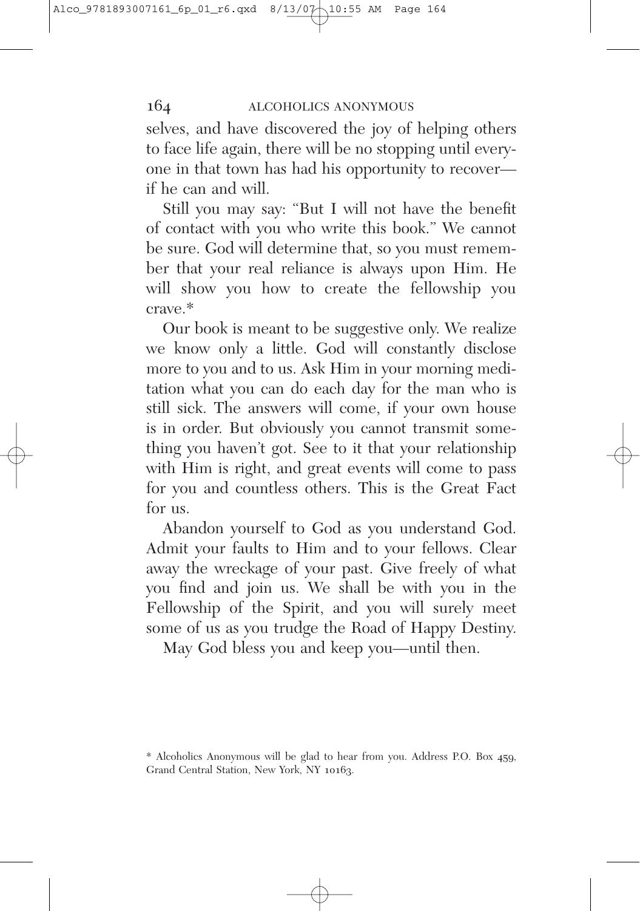selves, and have discovered the joy of helping others to face life again, there will be no stopping until everyone in that town has had his opportunity to recover—if he can and will.

Still you may say: "But I will not have the benefit of contact with you who write this book." We cannot be sure. God will determine that, so you must remember that your real reliance is always upon Him. He will show you how to create the fellowship you crave.*

Our book is meant to be suggestive only. We realize we know only a little. God will constantly disclose more to you and to us. Ask Him in your morning meditation what you can do each day for the man who is still sick. The answers will come, if your own house is in order. But obviously you cannot transmit something you haven't got. See to it that your relationship with Him is right, and great events will come to pass for you and countless others. This is the Great Fact for us.

Abandon yourself to God as you understand God. Admit your faults to Him and to your fellows. Clear away the wreckage of your past. Give freely of what you find and join us. We shall be with you in the Fellowship of the Spirit, and you will surely meet some of us as you trudge the Road of Happy Destiny.

May God bless you and keep you—until then.

---

* Alcoholics Anonymous will be glad to hear from you. Address P.O. Box 459, Grand Central Station, New York, NY 10163.